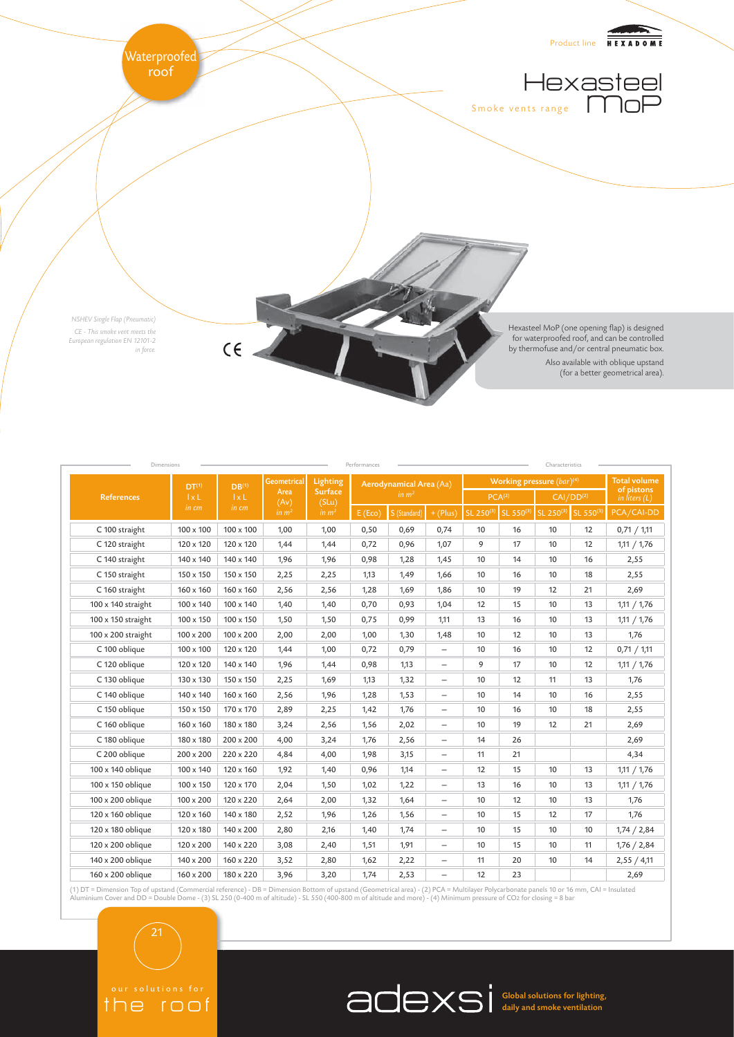Waterproofed roof

Product line HEXADOME

# Hexasteel MoP

Smoke vents range

*NSHEV Single Flap (Pneumatic)*

*CE - This smoke vent meets the European regulation EN 12101-2 in force.*

CE

Hexasteel MoP (one opening flap) is designed for waterproofed roof, and can be controlled by thermofuse and/or central pneumatic box.

Also available with oblique upstand (for a better geometrical area).

| Dimensions | | | Performances | | | | | | Characteristics | | | | |
|---|---|---|---|---|---|---|---|---|---|---|---|---|---|
| References | DT[1] l x L in cm | DB[1] l x L in cm | Geometrical Area (Av) in $m^2$ | Lighting Surface (SLu) in $m^2$ | Aerodynamical Area (Aa) in $m^2$ | | | Working pressure (bar)[4] | | | | Total volume of pistons in liters (L) |
| | | | | | | | | PCA[2] | | CAI/DD[2] | | |
| | | | | | E (Eco) | S (Standard) | + (Plus) | SL 250[3] | SL 550[3] | SL 250[3] | SL 550[3] | PCA/CAI-DD |
| C 100 straight | 100 x 100 | 100 x 100 | 1,00 | 1,00 | 0,50 | 0,69 | 0,74 | 10 | 16 | 10 | 12 | 0,71 / 1,11 |
| C 120 straight | 120 x 120 | 120 x 120 | 1,44 | 1,44 | 0,72 | 0,96 | 1,07 | 9 | 17 | 10 | 12 | 1,11 / 1,76 |
| C 140 straight | 140 x 140 | 140 x 140 | 1,96 | 1,96 | 0,98 | 1,28 | 1,45 | 10 | 14 | 10 | 16 | 2,55 |
| C 150 straight | 150 x 150 | 150 x 150 | 2,25 | 2,25 | 1,13 | 1,49 | 1,66 | 10 | 16 | 10 | 18 | 2,55 |
| C 160 straight | 160 x 160 | 160 x 160 | 2,56 | 2,56 | 1,28 | 1,69 | 1,86 | 10 | 19 | 12 | 21 | 2,69 |
| 100 x 140 straight | 100 x 140 | 100 x 140 | 1,40 | 1,40 | 0,70 | 0,93 | 1,04 | 12 | 15 | 10 | 13 | 1,11 / 1,76 |
| 100 x 150 straight | 100 x 150 | 100 x 150 | 1,50 | 1,50 | 0,75 | 0,99 | 1,11 | 13 | 16 | 10 | 13 | 1,11 / 1,76 |
| 100 x 200 straight | 100 x 200 | 100 x 200 | 2,00 | 2,00 | 1,00 | 1,30 | 1,48 | 10 | 12 | 10 | 13 | 1,76 |
| C 100 oblique | 100 x 100 | 120 x 120 | 1,44 | 1,00 | 0,72 | 0,79 | – | 10 | 16 | 10 | 12 | 0,71 / 1,11 |
| C 120 oblique | 120 x 120 | 140 x 140 | 1,96 | 1,44 | 0,98 | 1,13 | – | 9 | 17 | 10 | 12 | 1,11 / 1,76 |
| C 130 oblique | 130 x 130 | 150 x 150 | 2,25 | 1,69 | 1,13 | 1,32 | – | 10 | 12 | 11 | 13 | 1,76 |
| C 140 oblique | 140 x 140 | 160 x 160 | 2,56 | 1,96 | 1,28 | 1,53 | – | 10 | 14 | 10 | 16 | 2,55 |
| C 150 oblique | 150 x 150 | 170 x 170 | 2,89 | 2,25 | 1,42 | 1,76 | – | 10 | 16 | 10 | 18 | 2,55 |
| C 160 oblique | 160 x 160 | 180 x 180 | 3,24 | 2,56 | 1,56 | 2,02 | – | 10 | 19 | 12 | 21 | 2,69 |
| C 180 oblique | 180 x 180 | 200 x 200 | 4,00 | 3,24 | 1,76 | 2,56 | – | 14 | 26 | | | 2,69 |
| C 200 oblique | 200 x 200 | 220 x 220 | 4,84 | 4,00 | 1,98 | 3,15 | – | 11 | 21 | | | 4,34 |
| 100 x 140 oblique | 100 x 140 | 120 x 160 | 1,92 | 1,40 | 0,96 | 1,14 | – | 12 | 15 | 10 | 13 | 1,11 / 1,76 |
| 100 x 150 oblique | 100 x 150 | 120 x 170 | 2,04 | 1,50 | 1,02 | 1,22 | – | 13 | 16 | 10 | 13 | 1,11 / 1,76 |
| 100 x 200 oblique | 100 x 200 | 120 x 220 | 2,64 | 2,00 | 1,32 | 1,64 | – | 10 | 12 | 10 | 13 | 1,76 |
| 120 x 160 oblique | 120 x 160 | 140 x 180 | 2,52 | 1,96 | 1,26 | 1,56 | – | 10 | 15 | 12 | 17 | 1,76 |
| 120 x 180 oblique | 120 x 180 | 140 x 200 | 2,80 | 2,16 | 1,40 | 1,74 | – | 10 | 15 | 10 | 10 | 1,74 / 2,84 |
| 120 x 200 oblique | 120 x 200 | 140 x 220 | 3,08 | 2,40 | 1,51 | 1,91 | – | 10 | 15 | 10 | 11 | 1,76 / 2,84 |
| 140 x 200 oblique | 140 x 200 | 160 x 220 | 3,52 | 2,80 | 1,62 | 2,22 | – | 11 | 20 | 10 | 14 | 2,55 / 4,11 |
| 160 x 200 oblique | 160 x 200 | 180 x 220 | 3,96 | 3,20 | 1,74 | 2,53 | – | 12 | 23 | | | 2,69 |

(1) DT = Dimension Top of upstand (Commercial reference) - DB = Dimension Bottom of upstand (Geometrical area) - (2) PCA = Multilayer Polycarbonate panels 10 or 16 mm, CAI = Insulated Aluminium Cover and DD = Double Dome - (3) SL 250 (0-400 m of altitude) - SL 550 (400-800 m of altitude and more) - (4) Minimum pressure of $CO_2$ for closing = 8 bar

our solutions for the roof

adexsi Global solutions for lighting, daily and smoke ventilation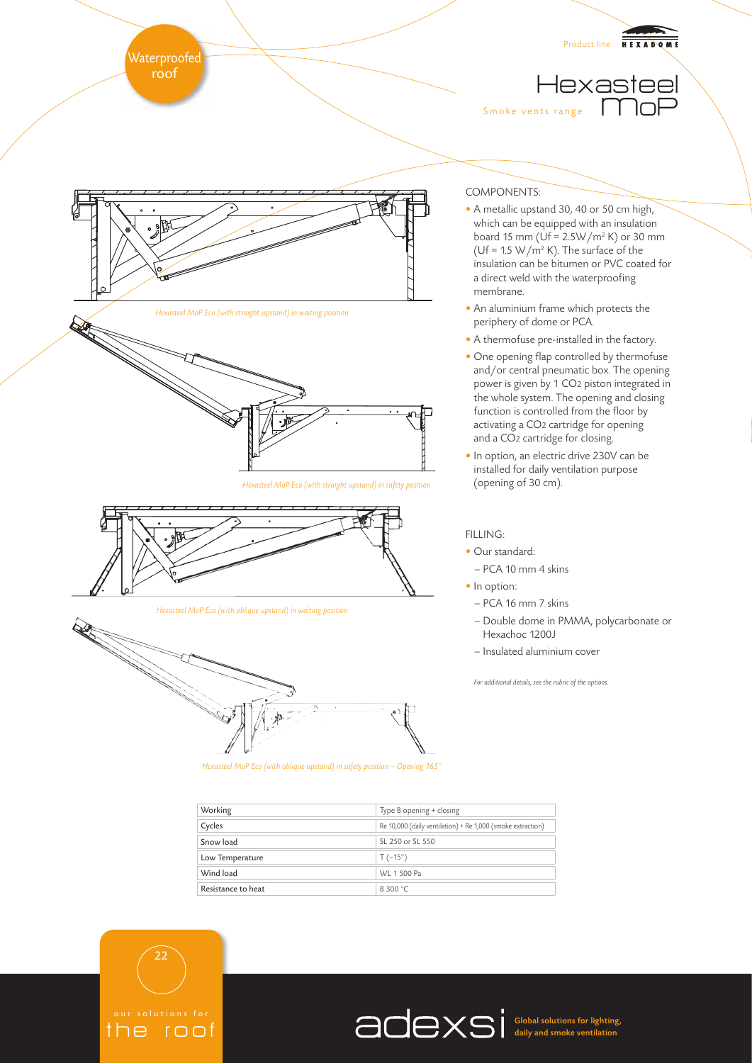Waterproofed roof

Product line HEXADOME

# Hexasteel MoP

Smoke vents range

*Hexasteel MoP Eco (with straight upstand) in waiting position*

*Hexasteel MoP Eco (with straight upstand) in safety position*

*Hexasteel MoP Eco (with oblique upstand) in waiting position*

*Hexasteel MoP Eco (with oblique upstand) in safety position – Opening 165°*

## COMPONENTS:

- A metallic upstand 30, 40 or 50 cm high, which can be equipped with an insulation board 15 mm (Uf = 2.5W/m² K) or 30 mm (Uf = 1.5 W/m² K). The surface of the insulation can be bitumen or PVC coated for a direct weld with the waterproofing membrane.
- An aluminium frame which protects the periphery of dome or PCA.
- A thermofuse pre-installed in the factory.
- One opening flap controlled by thermofuse and/or central pneumatic box. The opening power is given by 1 $CO_2$ piston integrated in the whole system. The opening and closing function is controlled from the floor by activating a $CO_2$ cartridge for opening and a $CO_2$ cartridge for closing.
- In option, an electric drive 230V can be installed for daily ventilation purpose (opening of 30 cm).

## FILLING:

- Our standard:
  - PCA 10 mm 4 skins
- In option:
  - PCA 16 mm 7 skins
  - Double dome in PMMA, polycarbonate or Hexachoc 1200J
  - Insulated aluminium cover

*For additional details, see the rubric of the options.*

| | |
|---|---|
| Working | Type B opening + closing |
| Cycles | Re 10,000 (daily ventilation) + Re 1,000 (smoke extraction) |
| Snow load | SL 250 or SL 550 |
| Low Temperature | T (−15°) |
| Wind load | WL 1 500 Pa |
| Resistance to heat | B 300 °C |

our solutions for the roof

adexsi Global solutions for lighting, daily and smoke ventilation